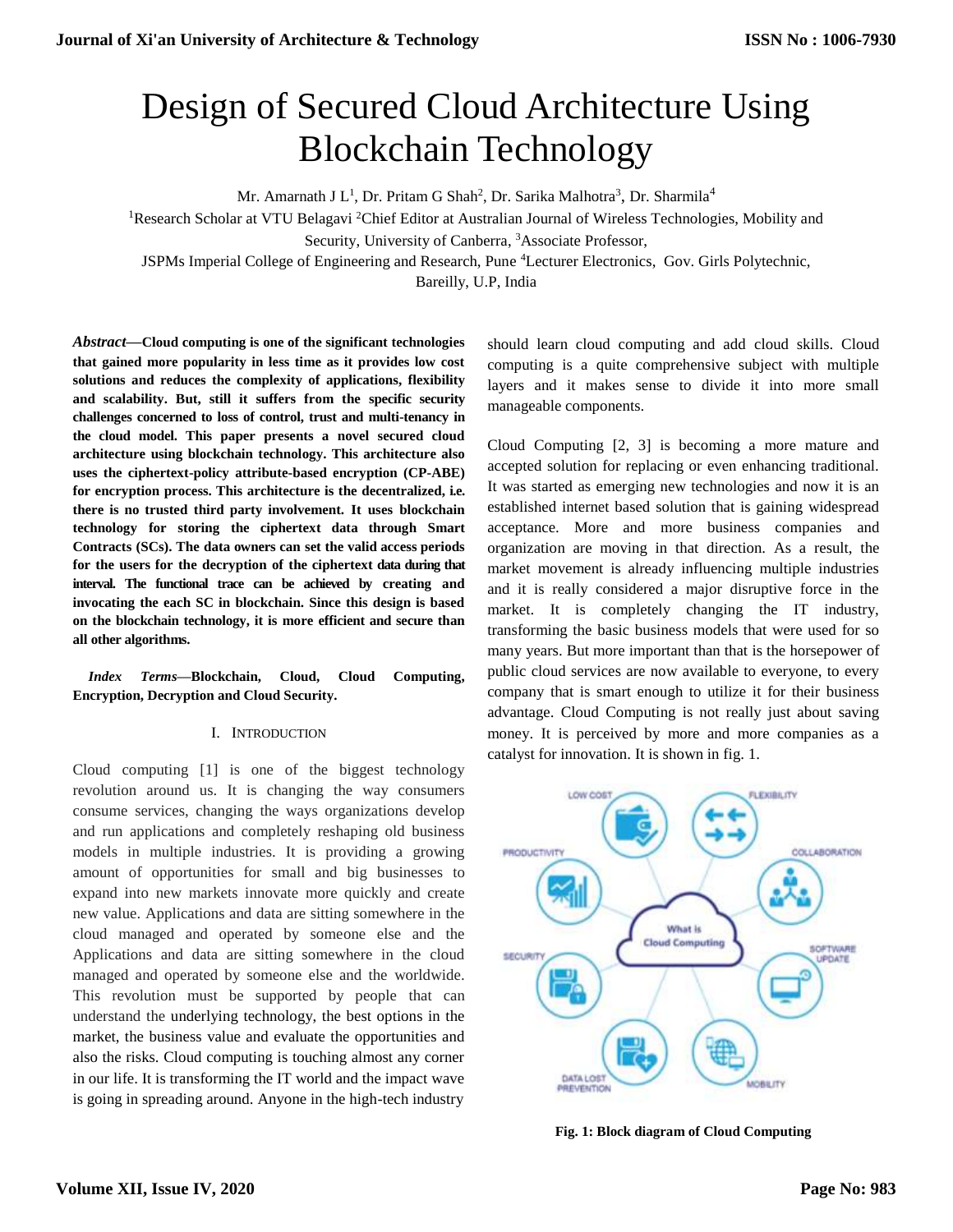# Design of Secured Cloud Architecture Using Blockchain Technology

Mr. Amarnath J L[1], Dr. Pritam G Shah[2], Dr. Sarika Malhotra[3], Dr. Sharmila[4]

[1]Research Scholar at VTU Belagavi [2]Chief Editor at Australian Journal of Wireless Technologies, Mobility and Security, University of Canberra, [3]Associate Professor, JSPMs Imperial College of Engineering and Research, Pune [4]Lecturer Electronics, Gov. Girls Polytechnic, Bareilly, U.P, India

***Abstract*—Cloud computing is one of the significant technologies that gained more popularity in less time as it provides low cost solutions and reduces the complexity of applications, flexibility and scalability. But, still it suffers from the specific security challenges concerned to loss of control, trust and multi-tenancy in the cloud model. This paper presents a novel secured cloud architecture using blockchain technology. This architecture also uses the ciphertext-policy attribute-based encryption (CP-ABE) for encryption process. This architecture is the decentralized, i.e. there is no trusted third party involvement. It uses blockchain technology for storing the ciphertext data through Smart Contracts (SCs). The data owners can set the valid access periods for the users for the decryption of the ciphertext data during that interval. The functional trace can be achieved by creating and invocating the each SC in blockchain. Since this design is based on the blockchain technology, it is more efficient and secure than all other algorithms.**

***Index Terms*—Blockchain, Cloud, Cloud Computing, Encryption, Decryption and Cloud Security.**

## I. Introduction

Cloud computing [1] is one of the biggest technology revolution around us. It is changing the way consumers consume services, changing the ways organizations develop and run applications and completely reshaping old business models in multiple industries. It is providing a growing amount of opportunities for small and big businesses to expand into new markets innovate more quickly and create new value. Applications and data are sitting somewhere in the cloud managed and operated by someone else and the Applications and data are sitting somewhere in the cloud managed and operated by someone else and the worldwide. This revolution must be supported by people that can understand the underlying technology, the best options in the market, the business value and evaluate the opportunities and also the risks. Cloud computing is touching almost any corner in our life. It is transforming the IT world and the impact wave is going in spreading around. Anyone in the high-tech industry should learn cloud computing and add cloud skills. Cloud computing is a quite comprehensive subject with multiple layers and it makes sense to divide it into more small manageable components.

Cloud Computing [2, 3] is becoming a more mature and accepted solution for replacing or even enhancing traditional. It was started as emerging new technologies and now it is an established internet based solution that is gaining widespread acceptance. More and more business companies and organization are moving in that direction. As a result, the market movement is already influencing multiple industries and it is really considered a major disruptive force in the market. It is completely changing the IT industry, transforming the basic business models that were used for so many years. But more important than that is the horsepower of public cloud services are now available to everyone, to every company that is smart enough to utilize it for their business advantage. Cloud Computing is not really just about saving money. It is perceived by more and more companies as a catalyst for innovation. It is shown in fig. 1.

**Fig. 1: Block diagram of Cloud Computing**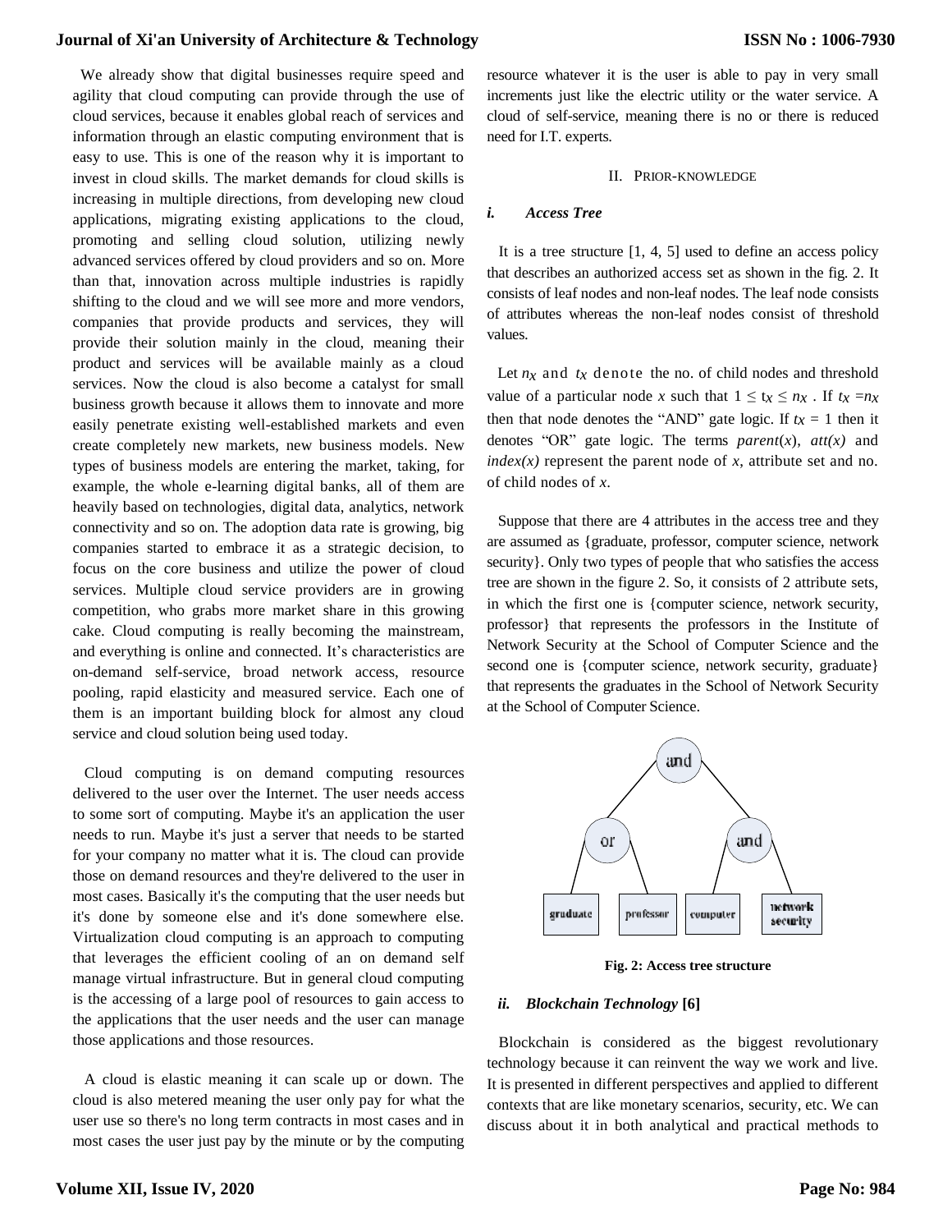We already show that digital businesses require speed and agility that cloud computing can provide through the use of cloud services, because it enables global reach of services and information through an elastic computing environment that is easy to use. This is one of the reason why it is important to invest in cloud skills. The market demands for cloud skills is increasing in multiple directions, from developing new cloud applications, migrating existing applications to the cloud, promoting and selling cloud solution, utilizing newly advanced services offered by cloud providers and so on. More than that, innovation across multiple industries is rapidly shifting to the cloud and we will see more and more vendors, companies that provide products and services, they will provide their solution mainly in the cloud, meaning their product and services will be available mainly as a cloud services. Now the cloud is also become a catalyst for small business growth because it allows them to innovate and more easily penetrate existing well-established markets and even create completely new markets, new business models. New types of business models are entering the market, taking, for example, the whole e-learning digital banks, all of them are heavily based on technologies, digital data, analytics, network connectivity and so on. The adoption data rate is growing, big companies started to embrace it as a strategic decision, to focus on the core business and utilize the power of cloud services. Multiple cloud service providers are in growing competition, who grabs more market share in this growing cake. Cloud computing is really becoming the mainstream, and everything is online and connected. It's characteristics are on-demand self-service, broad network access, resource pooling, rapid elasticity and measured service. Each one of them is an important building block for almost any cloud service and cloud solution being used today.

Cloud computing is on demand computing resources delivered to the user over the Internet. The user needs access to some sort of computing. Maybe it's an application the user needs to run. Maybe it's just a server that needs to be started for your company no matter what it is. The cloud can provide those on demand resources and they're delivered to the user in most cases. Basically it's the computing that the user needs but it's done by someone else and it's done somewhere else. Virtualization cloud computing is an approach to computing that leverages the efficient cooling of an on demand self manage virtual infrastructure. But in general cloud computing is the accessing of a large pool of resources to gain access to the applications that the user needs and the user can manage those applications and those resources.

A cloud is elastic meaning it can scale up or down. The cloud is also metered meaning the user only pay for what the user use so there's no long term contracts in most cases and in most cases the user just pay by the minute or by the computing resource whatever it is the user is able to pay in very small increments just like the electric utility or the water service. A cloud of self-service, meaning there is no or there is reduced need for I.T. experts.

## II. Prior-knowledge

### *i. Access Tree*

It is a tree structure [1, 4, 5] used to define an access policy that describes an authorized access set as shown in the fig. 2. It consists of leaf nodes and non-leaf nodes. The leaf node consists of attributes whereas the non-leaf nodes consist of threshold values.

Let $n_X$ and $t_X$ denote the no. of child nodes and threshold value of a particular node $x$ such that $1 \leq t_X \leq n_X$ . If $t_X = n_X$ then that node denotes the "AND" gate logic. If $t_X = 1$ then it denotes "OR" gate logic. The terms *parent*($x$), *att(x)* and *index(x)* represent the parent node of $x$, attribute set and no. of child nodes of $x$.

Suppose that there are 4 attributes in the access tree and they are assumed as {graduate, professor, computer science, network security}. Only two types of people that who satisfies the access tree are shown in the figure 2. So, it consists of 2 attribute sets, in which the first one is {computer science, network security, professor} that represents the professors in the Institute of Network Security at the School of Computer Science and the second one is {computer science, network security, graduate} that represents the graduates in the School of Network Security at the School of Computer Science.

**Fig. 2: Access tree structure**

### *ii. Blockchain Technology* [6]

Blockchain is considered as the biggest revolutionary technology because it can reinvent the way we work and live. It is presented in different perspectives and applied to different contexts that are like monetary scenarios, security, etc. We can discuss about it in both analytical and practical methods to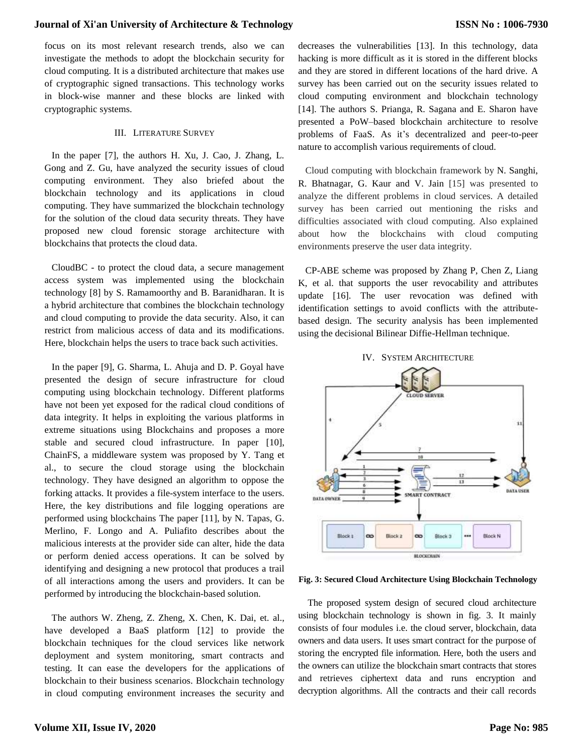focus on its most relevant research trends, also we can investigate the methods to adopt the blockchain security for cloud computing. It is a distributed architecture that makes use of cryptographic signed transactions. This technology works in block-wise manner and these blocks are linked with cryptographic systems.

## III. Literature Survey

In the paper [7], the authors H. Xu, J. Cao, J. Zhang, L. Gong and Z. Gu, have analyzed the security issues of cloud computing environment. They also briefed about the blockchain technology and its applications in cloud computing. They have summarized the blockchain technology for the solution of the cloud data security threats. They have proposed new cloud forensic storage architecture with blockchains that protects the cloud data.

CloudBC - to protect the cloud data, a secure management access system was implemented using the blockchain technology [8] by S. Ramamoorthy and B. Baranidharan. It is a hybrid architecture that combines the blockchain technology and cloud computing to provide the data security. Also, it can restrict from malicious access of data and its modifications. Here, blockchain helps the users to trace back such activities.

In the paper [9], G. Sharma, L. Ahuja and D. P. Goyal have presented the design of secure infrastructure for cloud computing using blockchain technology. Different platforms have not been yet exposed for the radical cloud conditions of data integrity. It helps in exploiting the various platforms in extreme situations using Blockchains and proposes a more stable and secured cloud infrastructure. In paper [10], ChainFS, a middleware system was proposed by Y. Tang et al., to secure the cloud storage using the blockchain technology. They have designed an algorithm to oppose the forking attacks. It provides a file-system interface to the users. Here, the key distributions and file logging operations are performed using blockchains The paper [11], by N. Tapas, G. Merlino, F. Longo and A. Puliafito describes about the malicious interests at the provider side can alter, hide the data or perform denied access operations. It can be solved by identifying and designing a new protocol that produces a trail of all interactions among the users and providers. It can be performed by introducing the blockchain-based solution.

The authors W. Zheng, Z. Zheng, X. Chen, K. Dai, et. al., have developed a BaaS platform [12] to provide the blockchain techniques for the cloud services like network deployment and system monitoring, smart contracts and testing. It can ease the developers for the applications of blockchain to their business scenarios. Blockchain technology in cloud computing environment increases the security and decreases the vulnerabilities [13]. In this technology, data hacking is more difficult as it is stored in the different blocks and they are stored in different locations of the hard drive. A survey has been carried out on the security issues related to cloud computing environment and blockchain technology [14]. The authors S. Prianga, R. Sagana and E. Sharon have presented a PoW–based blockchain architecture to resolve problems of FaaS. As it's decentralized and peer-to-peer nature to accomplish various requirements of cloud.

Cloud computing with blockchain framework by N. Sanghi, R. Bhatnagar, G. Kaur and V. Jain [15] was presented to analyze the different problems in cloud services. A detailed survey has been carried out mentioning the risks and difficulties associated with cloud computing. Also explained about how the blockchains with cloud computing environments preserve the user data integrity.

CP-ABE scheme was proposed by Zhang P, Chen Z, Liang K, et al. that supports the user revocability and attributes update [16]. The user revocation was defined with identification settings to avoid conflicts with the attribute-based design. The security analysis has been implemented using the decisional Bilinear Diffie-Hellman technique.

## IV. System Architecture

**Fig. 3: Secured Cloud Architecture Using Blockchain Technology**

The proposed system design of secured cloud architecture using blockchain technology is shown in fig. 3. It mainly consists of four modules i.e. the cloud server, blockchain, data owners and data users. It uses smart contract for the purpose of storing the encrypted file information. Here, both the users and the owners can utilize the blockchain smart contracts that stores and retrieves ciphertext data and runs encryption and decryption algorithms. All the contracts and their call records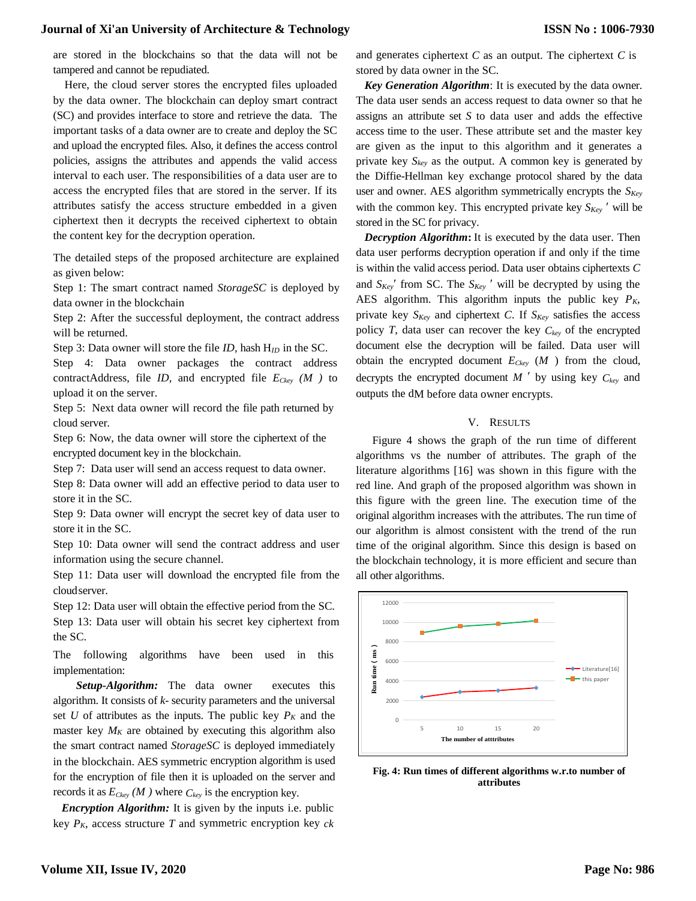are stored in the blockchains so that the data will not be tampered and cannot be repudiated.

Here, the cloud server stores the encrypted files uploaded by the data owner. The blockchain can deploy smart contract (SC) and provides interface to store and retrieve the data. The important tasks of a data owner are to create and deploy the SC and upload the encrypted files. Also, it defines the access control policies, assigns the attributes and appends the valid access interval to each user. The responsibilities of a data user are to access the encrypted files that are stored in the server. If its attributes satisfy the access structure embedded in a given ciphertext then it decrypts the received ciphertext to obtain the content key for the decryption operation.

The detailed steps of the proposed architecture are explained as given below:

Step 1: The smart contract named *StorageSC* is deployed by data owner in the blockchain

Step 2: After the successful deployment, the contract address will be returned.

Step 3: Data owner will store the file *ID*, hash $H_{ID}$ in the SC.

Step 4: Data owner packages the contract address contractAddress, file *ID*, and encrypted file $E_{Ckey}$ $(M)$ to upload it on the server.

Step 5: Next data owner will record the file path returned by cloud server.

Step 6: Now, the data owner will store the ciphertext of the encrypted document key in the blockchain.

Step 7: Data user will send an access request to data owner.

Step 8: Data owner will add an effective period to data user to store it in the SC.

Step 9: Data owner will encrypt the secret key of data user to store it in the SC.

Step 10: Data owner will send the contract address and user information using the secure channel.

Step 11: Data user will download the encrypted file from the cloudserver.

Step 12: Data user will obtain the effective period from the SC.

Step 13: Data user will obtain his secret key ciphertext from the SC.

The following algorithms have been used in this implementation:

***Setup-Algorithm:*** The data owner executes this algorithm. It consists of *k*- security parameters and the universal set *U* of attributes as the inputs. The public key $P_K$ and the master key $M_K$ are obtained by executing this algorithm also the smart contract named *StorageSC* is deployed immediately in the blockchain. AES symmetric encryption algorithm is used for the encryption of file then it is uploaded on the server and records it as $E_{Ckey}$ $(M)$ where $C_{key}$ is the encryption key.

***Encryption Algorithm:*** It is given by the inputs i.e. public key $P_K$, access structure *T* and symmetric encryption key *ck* and generates ciphertext *C* as an output. The ciphertext *C* is stored by data owner in the SC.

***Key Generation Algorithm***: It is executed by the data owner. The data user sends an access request to data owner so that he assigns an attribute set *S* to data user and adds the effective access time to the user. These attribute set and the master key are given as the input to this algorithm and it generates a private key $S_{key}$ as the output. A common key is generated by the Diffie-Hellman key exchange protocol shared by the data user and owner. AES algorithm symmetrically encrypts the $S_{Key}$ with the common key. This encrypted private key $S_{Key}'$ will be stored in the SC for privacy.

***Decryption Algorithm:*** It is executed by the data user. Then data user performs decryption operation if and only if the time is within the valid access period. Data user obtains ciphertexts *C* and $S_{Key}'$ from SC. The $S_{Key}'$ will be decrypted by using the AES algorithm. This algorithm inputs the public key $P_K$, private key $S_{Key}$ and ciphertext *C*. If $S_{Key}$ satisfies the access policy *T*, data user can recover the key $C_{key}$ of the encrypted document else the decryption will be failed. Data user will obtain the encrypted document $E_{Ckey}$ $(M)$ from the cloud, decrypts the encrypted document $M'$ by using key $C_{key}$ and outputs the dM before data owner encrypts.

## V. Results

Figure 4 shows the graph of the run time of different algorithms vs the number of attributes. The graph of the literature algorithms [16] was shown in this figure with the red line. And graph of the proposed algorithm was shown in this figure with the green line. The execution time of the original algorithm increases with the attributes. The run time of our algorithm is almost consistent with the trend of the run time of the original algorithm. Since this design is based on the blockchain technology, it is more efficient and secure than all other algorithms.

**Fig. 4: Run times of different algorithms w.r.to number of attributes**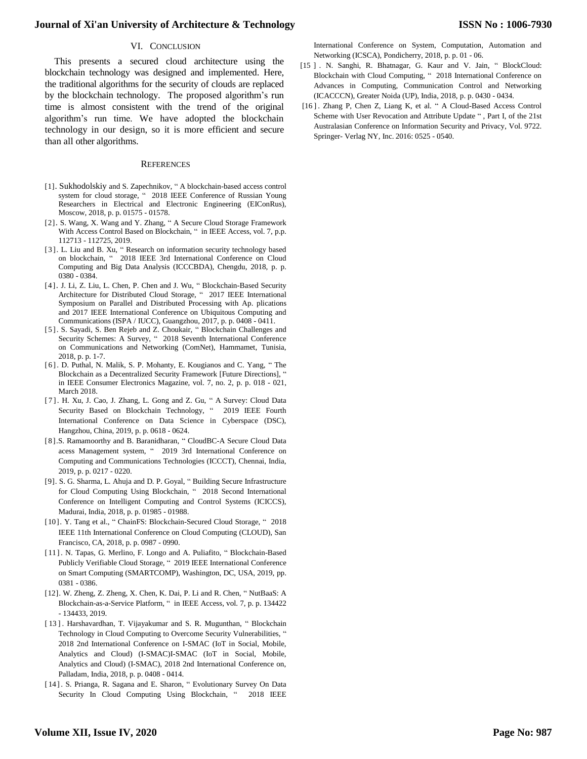## VI. CONCLUSION

This presents a secured cloud architecture using the blockchain technology was designed and implemented. Here, the traditional algorithms for the security of clouds are replaced by the blockchain technology. The proposed algorithm's run time is almost consistent with the trend of the original algorithm's run time. We have adopted the blockchain technology in our design, so it is more efficient and secure than all other algorithms.

## REFERENCES

[1]. Sukhodolskiy and S. Zapechnikov, " A blockchain-based access control system for cloud storage, " 2018 IEEE Conference of Russian Young Researchers in Electrical and Electronic Engineering (EIConRus), Moscow, 2018, p. p. 01575 - 01578.

[2]. S. Wang, X. Wang and Y. Zhang, " A Secure Cloud Storage Framework With Access Control Based on Blockchain, " in IEEE Access, vol. 7, p.p. 112713 - 112725, 2019.

[3]. L. Liu and B. Xu, " Research on information security technology based on blockchain, " 2018 IEEE 3rd International Conference on Cloud Computing and Big Data Analysis (ICCCBDA), Chengdu, 2018, p. p. 0380 - 0384.

[4]. J. Li, Z. Liu, L. Chen, P. Chen and J. Wu, " Blockchain-Based Security Architecture for Distributed Cloud Storage, " 2017 IEEE International Symposium on Parallel and Distributed Processing with Ap. plications and 2017 IEEE International Conference on Ubiquitous Computing and Communications (ISPA / IUCC), Guangzhou, 2017, p. p. 0408 - 0411.

[5]. S. Sayadi, S. Ben Rejeb and Z. Choukair, " Blockchain Challenges and Security Schemes: A Survey, " 2018 Seventh International Conference on Communications and Networking (ComNet), Hammamet, Tunisia, 2018, p. p. 1-7.

[6]. D. Puthal, N. Malik, S. P. Mohanty, E. Kougianos and C. Yang, " The Blockchain as a Decentralized Security Framework [Future Directions], " in IEEE Consumer Electronics Magazine, vol. 7, no. 2, p. p. 018 - 021, March 2018.

[7]. H. Xu, J. Cao, J. Zhang, L. Gong and Z. Gu, " A Survey: Cloud Data Security Based on Blockchain Technology, " 2019 IEEE Fourth International Conference on Data Science in Cyberspace (DSC), Hangzhou, China, 2019, p. p. 0618 - 0624.

[8].S. Ramamoorthy and B. Baranidharan, " CloudBC-A Secure Cloud Data acess Management system, " 2019 3rd International Conference on Computing and Communications Technologies (ICCCT), Chennai, India, 2019, p. p. 0217 - 0220.

[9]. S. G. Sharma, L. Ahuja and D. P. Goyal, " Building Secure Infrastructure for Cloud Computing Using Blockchain, " 2018 Second International Conference on Intelligent Computing and Control Systems (ICICCS), Madurai, India, 2018, p. p. 01985 - 01988.

[10]. Y. Tang et al., " ChainFS: Blockchain-Secured Cloud Storage, " 2018 IEEE 11th International Conference on Cloud Computing (CLOUD), San Francisco, CA, 2018, p. p. 0987 - 0990.

[11]. N. Tapas, G. Merlino, F. Longo and A. Puliafito, " Blockchain-Based Publicly Verifiable Cloud Storage, " 2019 IEEE International Conference on Smart Computing (SMARTCOMP), Washington, DC, USA, 2019, pp. 0381 - 0386.

[12]. W. Zheng, Z. Zheng, X. Chen, K. Dai, P. Li and R. Chen, " NutBaaS: A Blockchain-as-a-Service Platform, " in IEEE Access, vol. 7, p. p. 134422 - 134433, 2019.

[13]. Harshavardhan, T. Vijayakumar and S. R. Mugunthan, " Blockchain Technology in Cloud Computing to Overcome Security Vulnerabilities, " 2018 2nd International Conference on I-SMAC (IoT in Social, Mobile, Analytics and Cloud) (I-SMAC)I-SMAC (IoT in Social, Mobile, Analytics and Cloud) (I-SMAC), 2018 2nd International Conference on, Palladam, India, 2018, p. p. 0408 - 0414.

[14]. S. Prianga, R. Sagana and E. Sharon, " Evolutionary Survey On Data Security In Cloud Computing Using Blockchain, " 2018 IEEE International Conference on System, Computation, Automation and Networking (ICSCA), Pondicherry, 2018, p. p. 01 - 06.

[15]. N. Sanghi, R. Bhatnagar, G. Kaur and V. Jain, " BlockCloud: Blockchain with Cloud Computing, " 2018 International Conference on Advances in Computing, Communication Control and Networking (ICACCCN), Greater Noida (UP), India, 2018, p. p. 0430 - 0434.

[16]. Zhang P, Chen Z, Liang K, et al. " A Cloud-Based Access Control Scheme with User Revocation and Attribute Update " , Part I, of the 21st Australasian Conference on Information Security and Privacy, Vol. 9722. Springer- Verlag NY, Inc. 2016: 0525 - 0540.